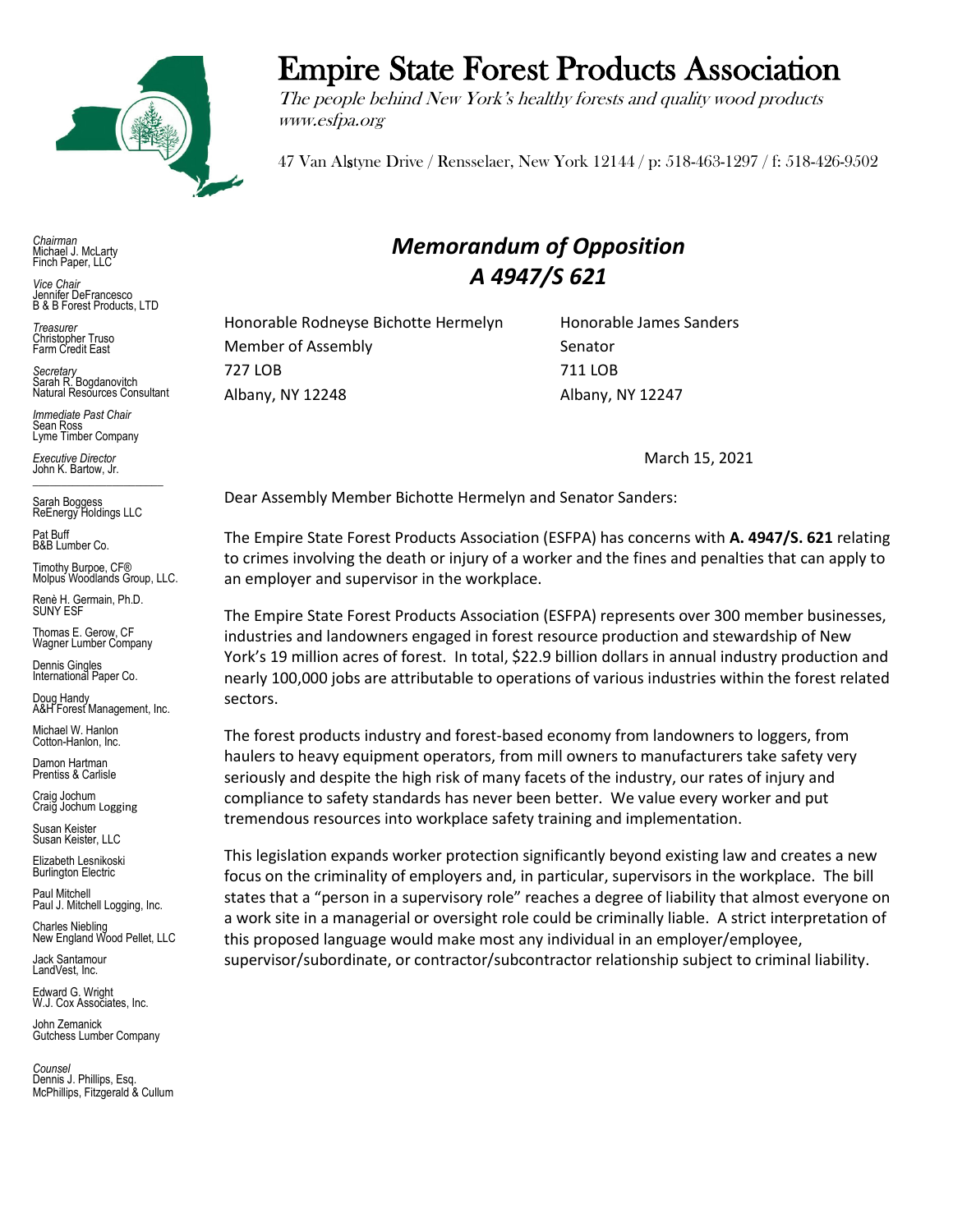# Empire State Forest Products Association

*The people behind New York's healthy forests and quality wood products*
*www.esfpa.org*

47 Van Alstyne Drive / Rensselaer, New York 12144 / p: 518-463-1297 / f: 518-426-9502

*Chairman*
Michael J. McLarty
Finch Paper, LLC

*Vice Chair*
Jennifer DeFrancesco
B & B Forest Products, LTD

*Treasurer*
Christopher Truso
Farm Credit East

*Secretary*
Sarah R. Bogdanovitch
Natural Resources Consultant

*Immediate Past Chair*
Sean Ross
Lyme Timber Company

*Executive Director*
John K. Bartow, Jr.

Sarah Boggess
ReEnergy Holdings LLC

Pat Buff
B&B Lumber Co.

Timothy Burpoe, CF®
Molpus Woodlands Group, LLC.

Renè H. Germain, Ph.D.
SUNY ESF

Thomas E. Gerow, CF
Wagner Lumber Company

Dennis Gingles
International Paper Co.

Doug Handy
A&H Forest Management, Inc.

Michael W. Hanlon
Cotton-Hanlon, Inc.

Damon Hartman
Prentiss & Carlisle

Craig Jochum
Craig Jochum Logging

Susan Keister
Susan Keister, LLC

Elizabeth Lesnikoski
Burlington Electric

Paul Mitchell
Paul J. Mitchell Logging, Inc.

Charles Niebling
New England Wood Pellet, LLC

Jack Santamour
LandVest, Inc.

Edward G. Wright
W.J. Cox Associates, Inc.

John Zemanick
Gutchess Lumber Company

*Counsel*
Dennis J. Phillips, Esq.
McPhillips, Fitzgerald & Cullum

## *Memorandum of Opposition A 4947/S 621*

Honorable Rodneyse Bichotte Hermelyn
Member of Assembly
727 LOB
Albany, NY 12248

Honorable James Sanders
Senator
711 LOB
Albany, NY 12247

March 15, 2021

Dear Assembly Member Bichotte Hermelyn and Senator Sanders:

The Empire State Forest Products Association (ESFPA) has concerns with **A. 4947/S. 621** relating to crimes involving the death or injury of a worker and the fines and penalties that can apply to an employer and supervisor in the workplace.

The Empire State Forest Products Association (ESFPA) represents over 300 member businesses, industries and landowners engaged in forest resource production and stewardship of New York's 19 million acres of forest. In total, $22.9 billion dollars in annual industry production and nearly 100,000 jobs are attributable to operations of various industries within the forest related sectors.

The forest products industry and forest-based economy from landowners to loggers, from haulers to heavy equipment operators, from mill owners to manufacturers take safety very seriously and despite the high risk of many facets of the industry, our rates of injury and compliance to safety standards has never been better. We value every worker and put tremendous resources into workplace safety training and implementation.

This legislation expands worker protection significantly beyond existing law and creates a new focus on the criminality of employers and, in particular, supervisors in the workplace. The bill states that a "person in a supervisory role" reaches a degree of liability that almost everyone on a work site in a managerial or oversight role could be criminally liable. A strict interpretation of this proposed language would make most any individual in an employer/employee, supervisor/subordinate, or contractor/subcontractor relationship subject to criminal liability.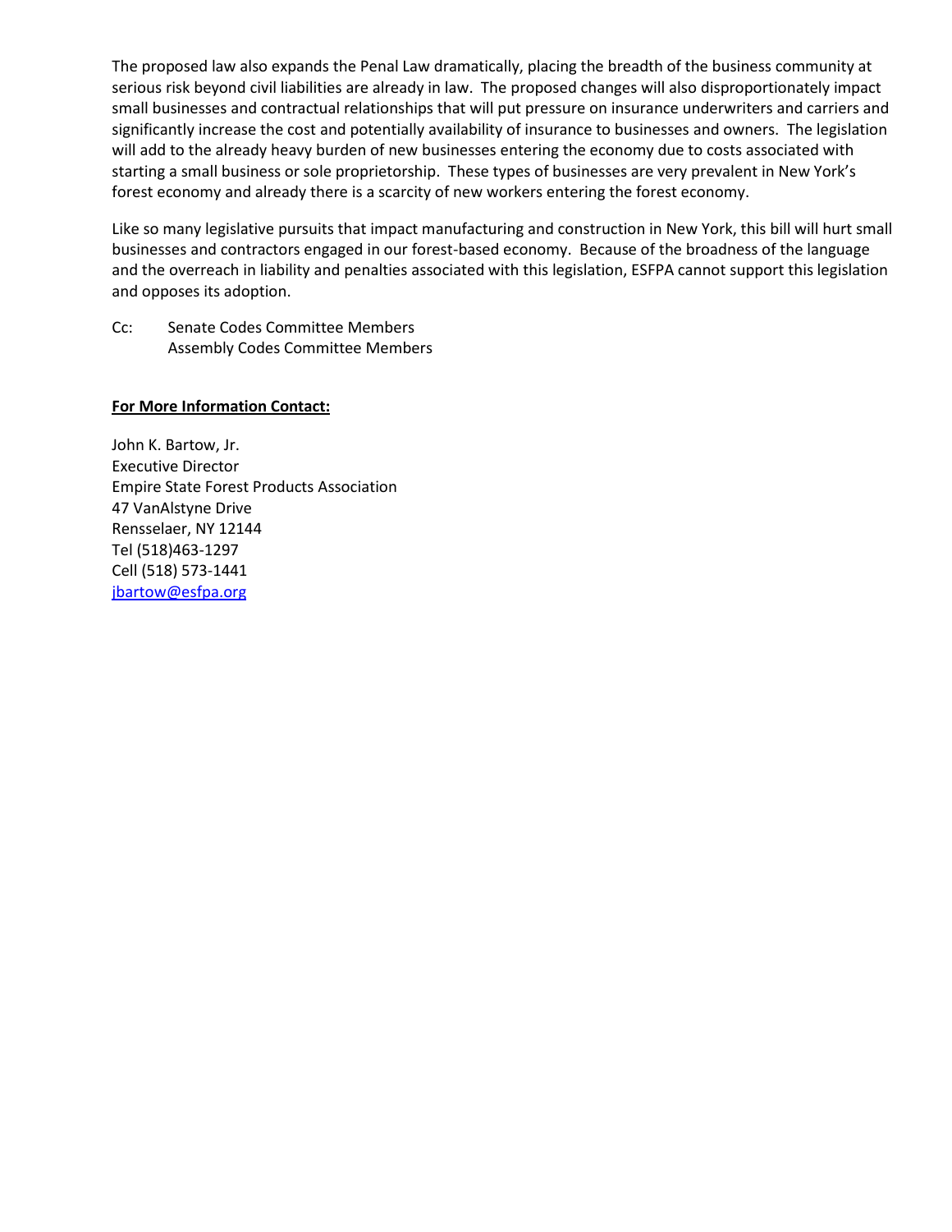The proposed law also expands the Penal Law dramatically, placing the breadth of the business community at serious risk beyond civil liabilities are already in law. The proposed changes will also disproportionately impact small businesses and contractual relationships that will put pressure on insurance underwriters and carriers and significantly increase the cost and potentially availability of insurance to businesses and owners. The legislation will add to the already heavy burden of new businesses entering the economy due to costs associated with starting a small business or sole proprietorship. These types of businesses are very prevalent in New York's forest economy and already there is a scarcity of new workers entering the forest economy.

Like so many legislative pursuits that impact manufacturing and construction in New York, this bill will hurt small businesses and contractors engaged in our forest-based economy. Because of the broadness of the language and the overreach in liability and penalties associated with this legislation, ESFPA cannot support this legislation and opposes its adoption.

Cc: Senate Codes Committee Members
Assembly Codes Committee Members

**For More Information Contact:**

John K. Bartow, Jr.
Executive Director
Empire State Forest Products Association
47 VanAlstyne Drive
Rensselaer, NY 12144
Tel (518)463-1297
Cell (518) 573-1441
jbartow@esfpa.org